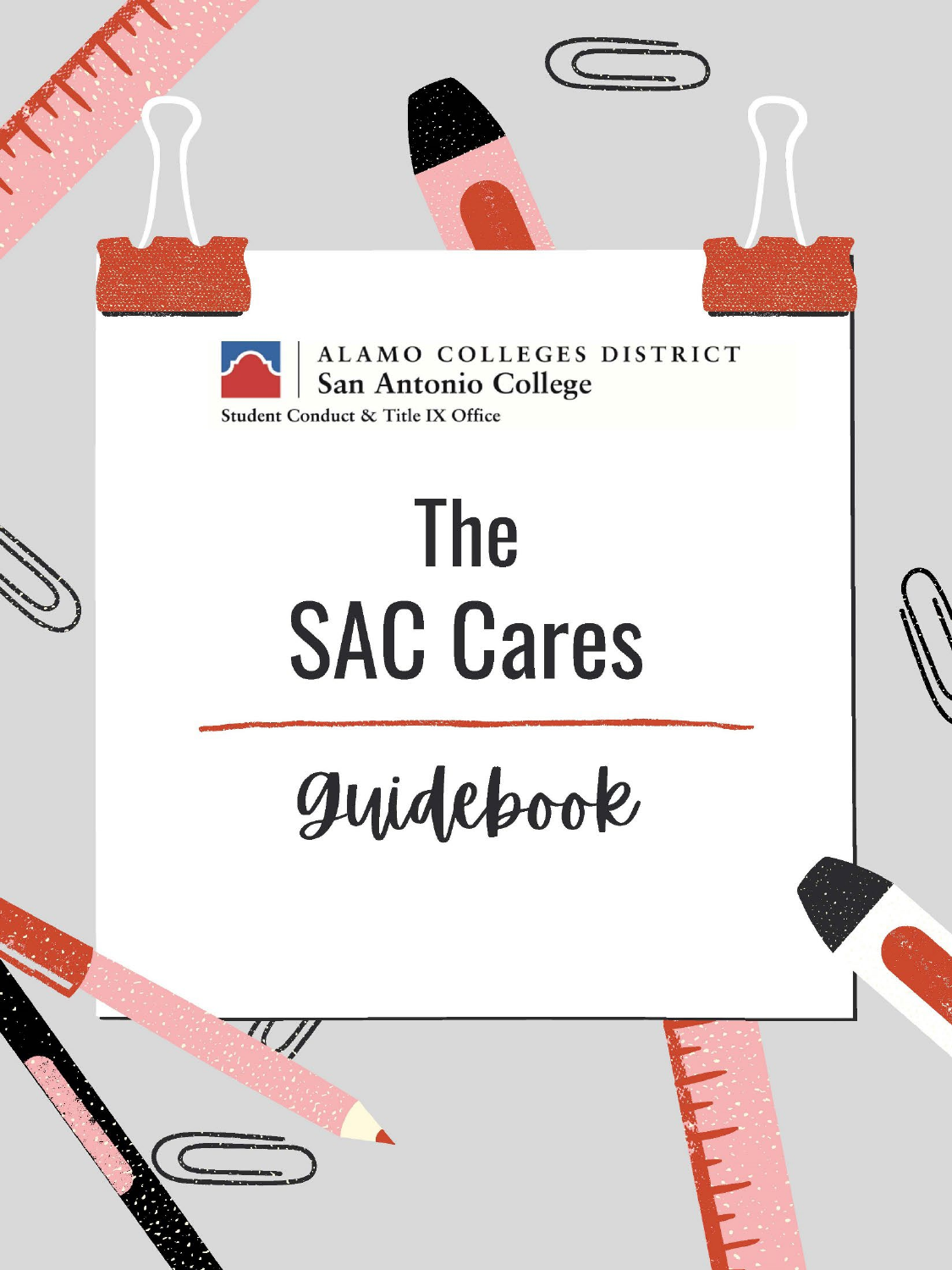ALAMO COLLEGES DISTRICT
San Antonio College
Student Conduct & Title IX Office

# The SAC Cares

## Guidebook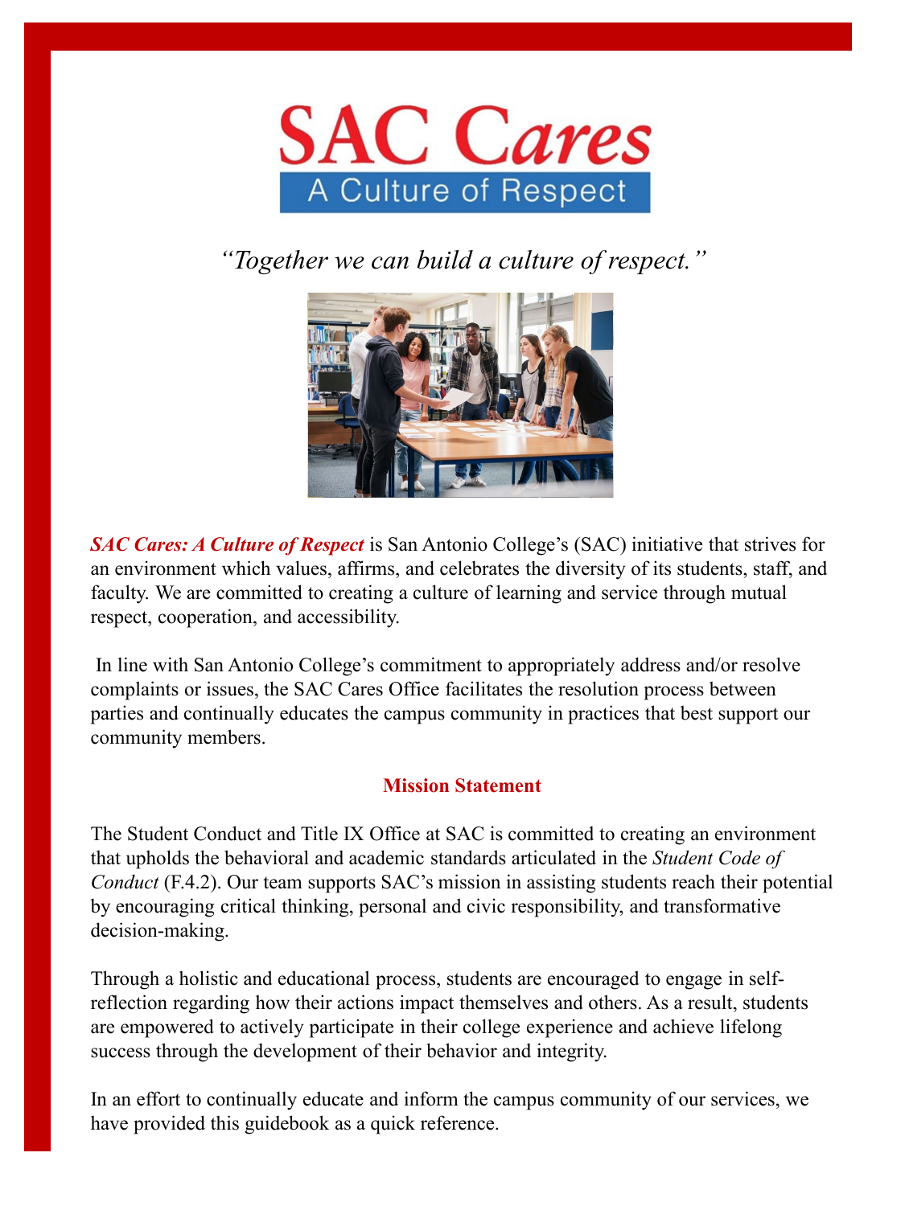# SAC Cares

## A Culture of Respect

*"Together we can build a culture of respect."*

***SAC Cares: A Culture of Respect*** is San Antonio College's (SAC) initiative that strives for an environment which values, affirms, and celebrates the diversity of its students, staff, and faculty. We are committed to creating a culture of learning and service through mutual respect, cooperation, and accessibility.

In line with San Antonio College's commitment to appropriately address and/or resolve complaints or issues, the SAC Cares Office facilitates the resolution process between parties and continually educates the campus community in practices that best support our community members.

### Mission Statement

The Student Conduct and Title IX Office at SAC is committed to creating an environment that upholds the behavioral and academic standards articulated in the *Student Code of Conduct* (F.4.2). Our team supports SAC's mission in assisting students reach their potential by encouraging critical thinking, personal and civic responsibility, and transformative decision-making.

Through a holistic and educational process, students are encouraged to engage in self-reflection regarding how their actions impact themselves and others. As a result, students are empowered to actively participate in their college experience and achieve lifelong success through the development of their behavior and integrity.

In an effort to continually educate and inform the campus community of our services, we have provided this guidebook as a quick reference.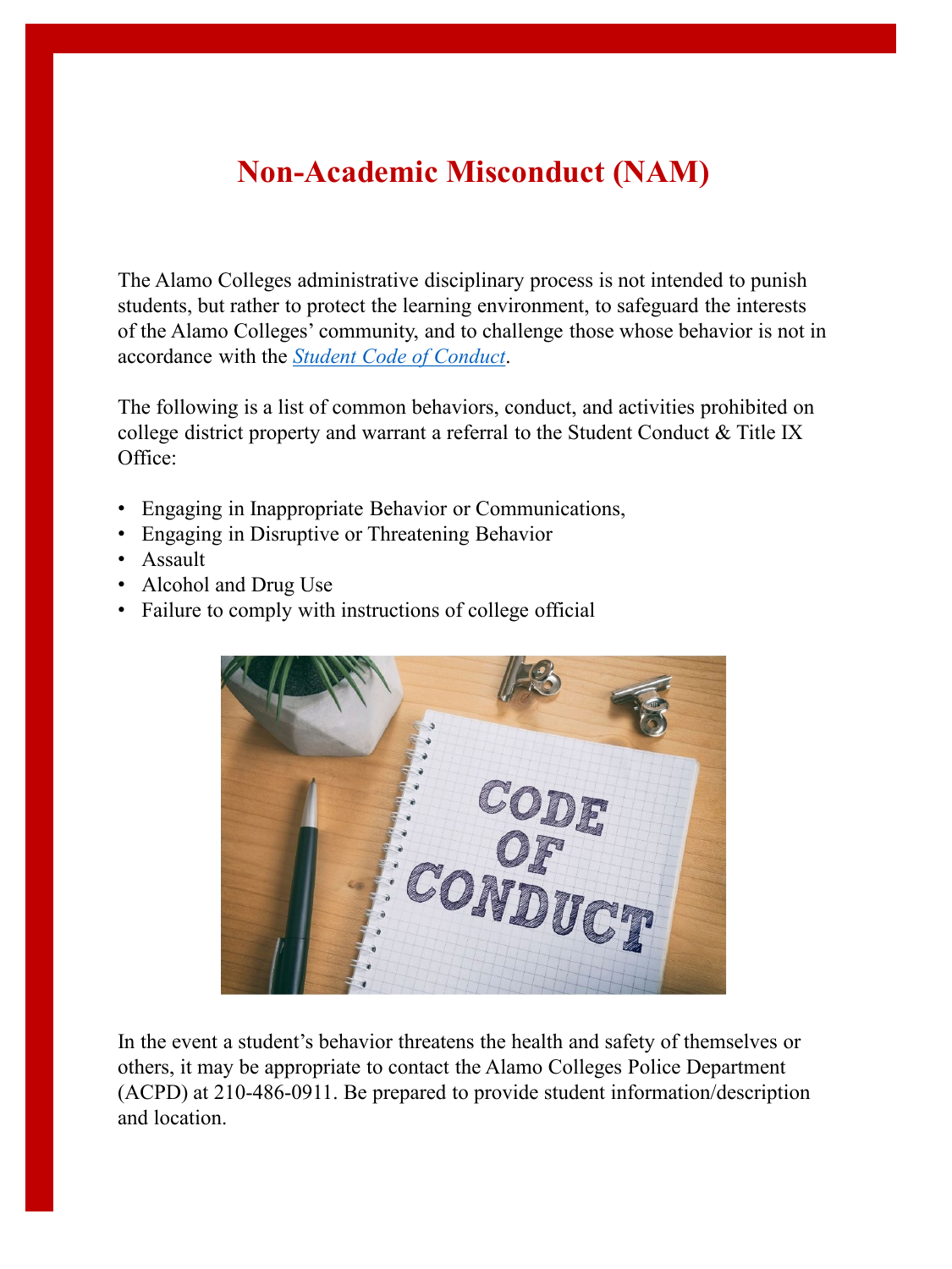# Non-Academic Misconduct (NAM)

The Alamo Colleges administrative disciplinary process is not intended to punish students, but rather to protect the learning environment, to safeguard the interests of the Alamo Colleges' community, and to challenge those whose behavior is not in accordance with the *Student Code of Conduct*.

The following is a list of common behaviors, conduct, and activities prohibited on college district property and warrant a referral to the Student Conduct & Title IX Office:

- Engaging in Inappropriate Behavior or Communications,
- Engaging in Disruptive or Threatening Behavior
- Assault
- Alcohol and Drug Use
- Failure to comply with instructions of college official

In the event a student's behavior threatens the health and safety of themselves or others, it may be appropriate to contact the Alamo Colleges Police Department (ACPD) at 210-486-0911. Be prepared to provide student information/description and location.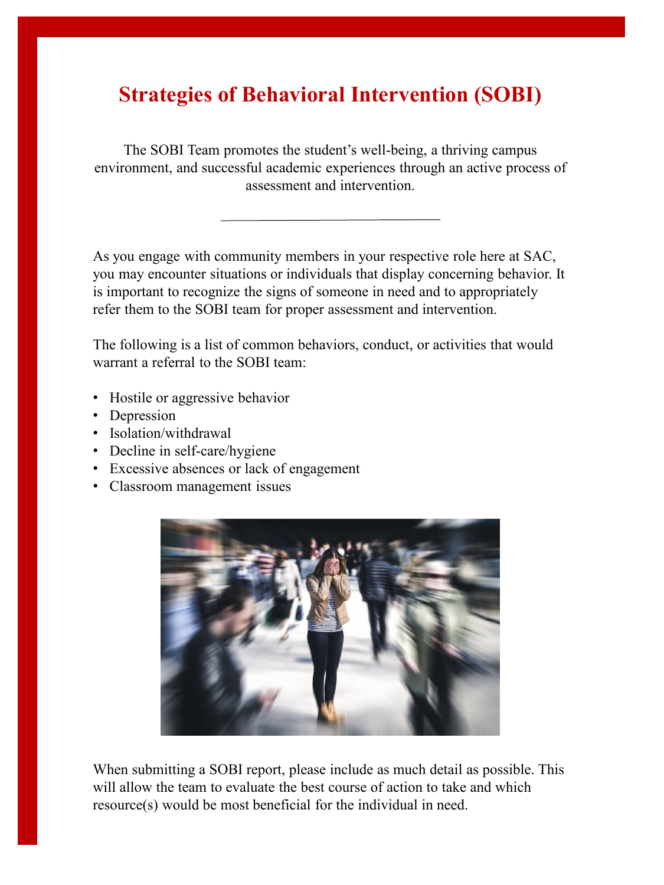# Strategies of Behavioral Intervention (SOBI)

The SOBI Team promotes the student's well-being, a thriving campus environment, and successful academic experiences through an active process of assessment and intervention.

---

As you engage with community members in your respective role here at SAC, you may encounter situations or individuals that display concerning behavior. It is important to recognize the signs of someone in need and to appropriately refer them to the SOBI team for proper assessment and intervention.

The following is a list of common behaviors, conduct, or activities that would warrant a referral to the SOBI team:

- Hostile or aggressive behavior
- Depression
- Isolation/withdrawal
- Decline in self-care/hygiene
- Excessive absences or lack of engagement
- Classroom management issues

When submitting a SOBI report, please include as much detail as possible. This will allow the team to evaluate the best course of action to take and which resource(s) would be most beneficial for the individual in need.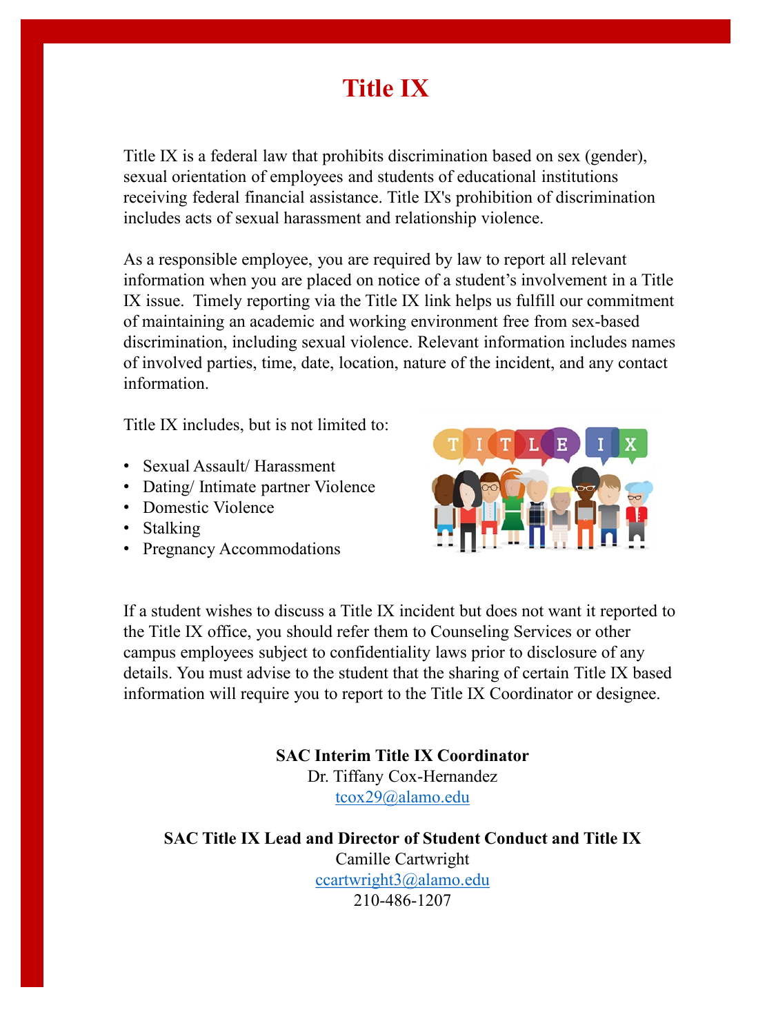# Title IX

Title IX is a federal law that prohibits discrimination based on sex (gender), sexual orientation of employees and students of educational institutions receiving federal financial assistance. Title IX's prohibition of discrimination includes acts of sexual harassment and relationship violence.

As a responsible employee, you are required by law to report all relevant information when you are placed on notice of a student's involvement in a Title IX issue. Timely reporting via the Title IX link helps us fulfill our commitment of maintaining an academic and working environment free from sex-based discrimination, including sexual violence. Relevant information includes names of involved parties, time, date, location, nature of the incident, and any contact information.

Title IX includes, but is not limited to:

- Sexual Assault/ Harassment
- Dating/ Intimate partner Violence
- Domestic Violence
- Stalking
- Pregnancy Accommodations

If a student wishes to discuss a Title IX incident but does not want it reported to the Title IX office, you should refer them to Counseling Services or other campus employees subject to confidentiality laws prior to disclosure of any details. You must advise to the student that the sharing of certain Title IX based information will require you to report to the Title IX Coordinator or designee.

**SAC Interim Title IX Coordinator**
Dr. Tiffany Cox-Hernandez
tcox29@alamo.edu

**SAC Title IX Lead and Director of Student Conduct and Title IX**
Camille Cartwright
ccartwright3@alamo.edu
210-486-1207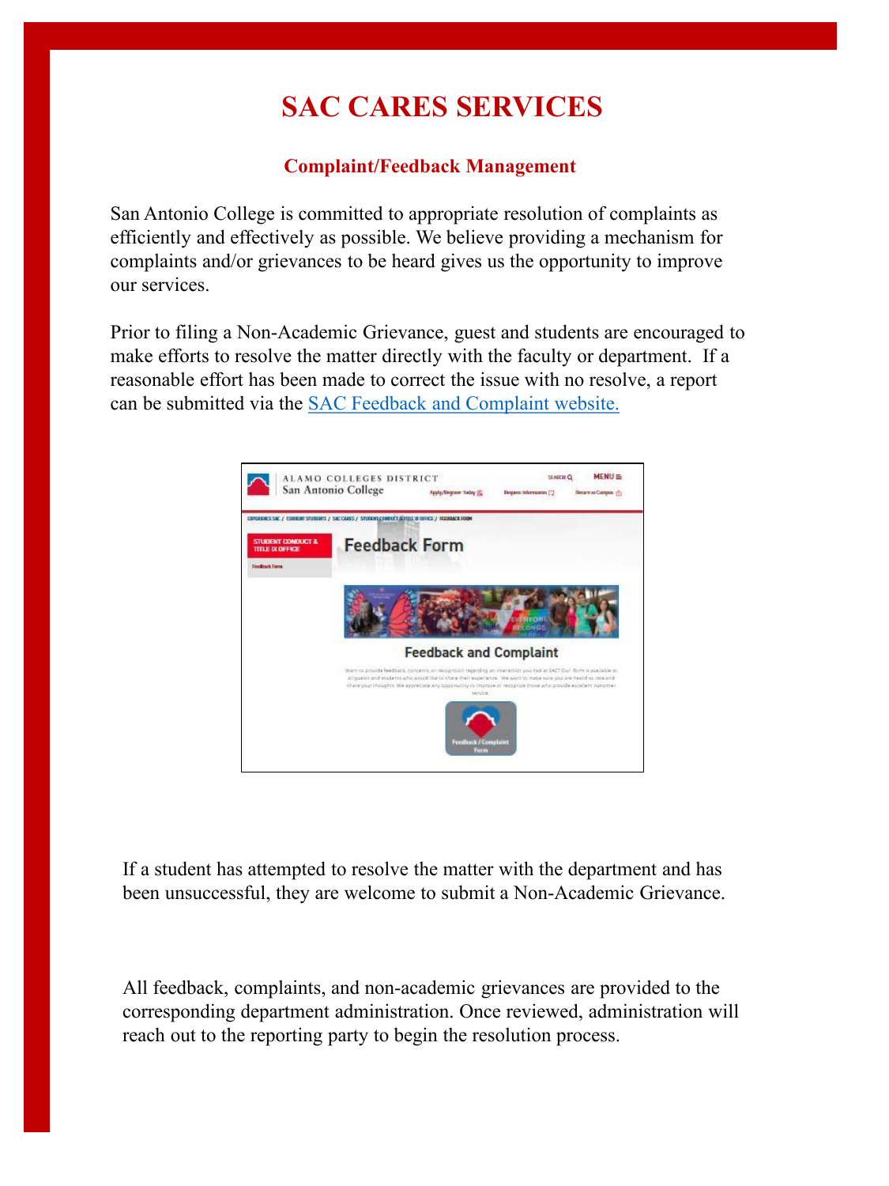# SAC CARES SERVICES

## Complaint/Feedback Management

San Antonio College is committed to appropriate resolution of complaints as efficiently and effectively as possible. We believe providing a mechanism for complaints and/or grievances to be heard gives us the opportunity to improve our services.

Prior to filing a Non-Academic Grievance, guest and students are encouraged to make efforts to resolve the matter directly with the faculty or department. If a reasonable effort has been made to correct the issue with no resolve, a report can be submitted via the SAC Feedback and Complaint website.

If a student has attempted to resolve the matter with the department and has been unsuccessful, they are welcome to submit a Non-Academic Grievance.

All feedback, complaints, and non-academic grievances are provided to the corresponding department administration. Once reviewed, administration will reach out to the reporting party to begin the resolution process.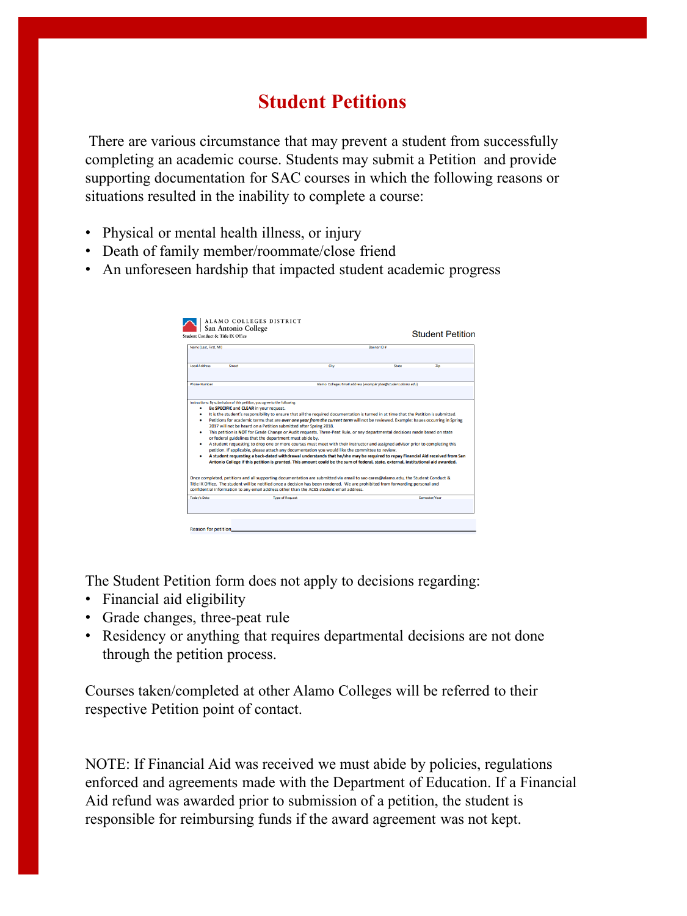# Student Petitions

There are various circumstance that may prevent a student from successfully completing an academic course. Students may submit a Petition and provide supporting documentation for SAC courses in which the following reasons or situations resulted in the inability to complete a course:

- Physical or mental health illness, or injury
- Death of family member/roommate/close friend
- An unforeseen hardship that impacted student academic progress

ALAMO COLLEGES DISTRICT
San Antonio College
Student Conduct & Title IX Office

Student Petition

| Name (Last, First, MI) | Banner ID # |
|---|---|
| | |

| Local Address | Street | City | State | Zip |
|---|---|---|---|---|
| | | | | |

| Phone Number | Alamo Colleges Email address (example jdoe@student.alamo.edu) |
|---|---|
| | |

Instructions: By submission of this petition, you agree to the following:

- Be **SPECIFIC** and **CLEAR** in your request.
- It is the student's responsibility to ensure that all the required documentation is turned in at time that the Petition is submitted.
- Petitions for academic terms that are ***over one year from the current term*** will not be reviewed. Example: Issues occurring in Spring 2017 will not be heard on a Petition submitted after Spring 2018.
- This petition is NOT for Grade Change or Audit requests, Three-Peat Rule, or any departmental decisions made based on state or federal guidelines that the department must abide by.
- A student requesting to drop one or more courses must meet with their instructor and assigned advisor prior to completing this petition. If applicable, please attach any documentation you would like the committee to review.
- **A student requesting a back-dated withdrawal understands that he/she may be required to repay Financial Aid received from San Antonio College if this petition is granted. This amount could be the sum of federal, state, external, institutional aid awarded.**

Once completed, petitions and all supporting documentation are submitted via email to sac-cares@alamo.edu, the Student Conduct & Title IX Office. The student will be notified once a decision has been rendered. We are prohibited from forwarding personal and confidential information to any email address other than the ACES student email address.

| Today's Date | Type of Request | Semester/Year |
|---|---|---|
| | | |

Reason for petition\_\_\_\_\_\_\_\_\_\_\_\_\_\_\_\_\_\_\_\_\_\_\_\_\_\_\_\_\_\_\_\_\_\_\_\_\_\_\_\_

The Student Petition form does not apply to decisions regarding:

- Financial aid eligibility
- Grade changes, three-peat rule
- Residency or anything that requires departmental decisions are not done through the petition process.

Courses taken/completed at other Alamo Colleges will be referred to their respective Petition point of contact.

NOTE: If Financial Aid was received we must abide by policies, regulations enforced and agreements made with the Department of Education. If a Financial Aid refund was awarded prior to submission of a petition, the student is responsible for reimbursing funds if the award agreement was not kept.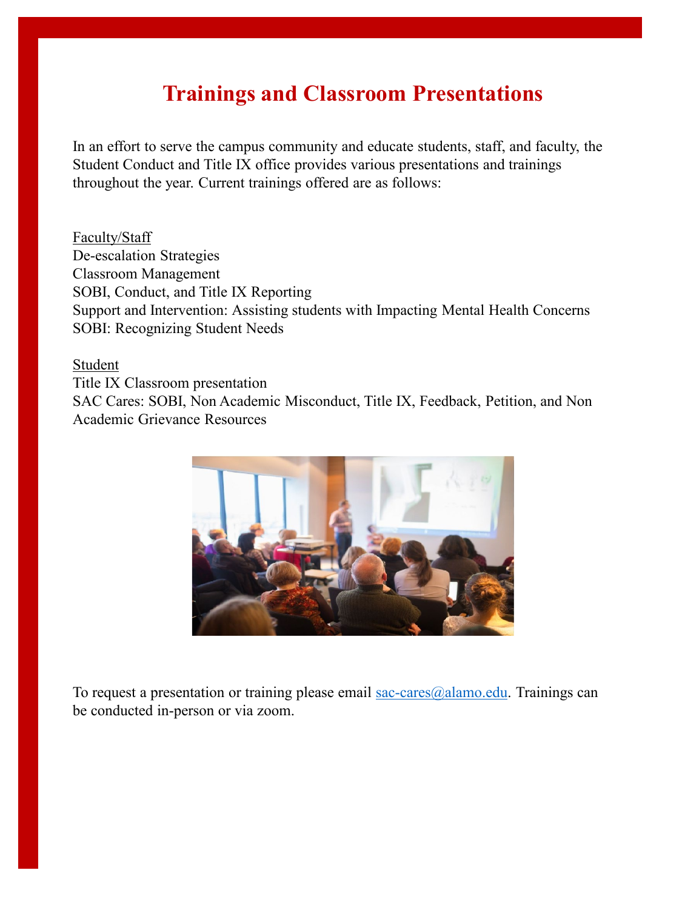# Trainings and Classroom Presentations

In an effort to serve the campus community and educate students, staff, and faculty, the Student Conduct and Title IX office provides various presentations and trainings throughout the year. Current trainings offered are as follows:

Faculty/Staff

De-escalation Strategies

Classroom Management

SOBI, Conduct, and Title IX Reporting

Support and Intervention: Assisting students with Impacting Mental Health Concerns

SOBI: Recognizing Student Needs

Student

Title IX Classroom presentation

SAC Cares: SOBI, Non Academic Misconduct, Title IX, Feedback, Petition, and Non Academic Grievance Resources

To request a presentation or training please email sac-cares@alamo.edu. Trainings can be conducted in-person or via zoom.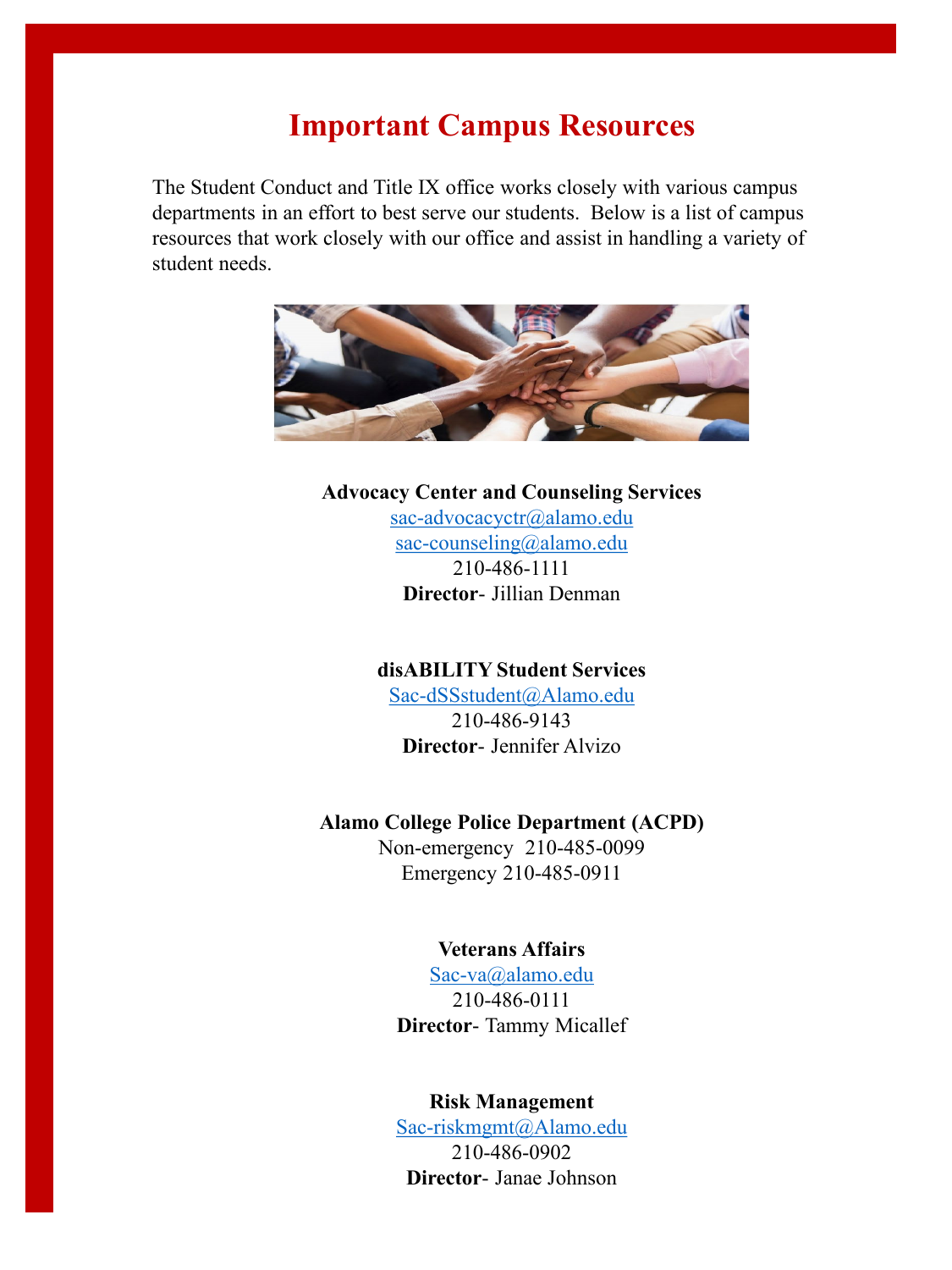# Important Campus Resources

The Student Conduct and Title IX office works closely with various campus departments in an effort to best serve our students. Below is a list of campus resources that work closely with our office and assist in handling a variety of student needs.

**Advocacy Center and Counseling Services**
sac-advocacyctr@alamo.edu
sac-counseling@alamo.edu
210-486-1111
**Director**- Jillian Denman

**disABILITY Student Services**
Sac-dSSstudent@Alamo.edu
210-486-9143
**Director**- Jennifer Alvizo

**Alamo College Police Department (ACPD)**
Non-emergency 210-485-0099
Emergency 210-485-0911

**Veterans Affairs**
Sac-va@alamo.edu
210-486-0111
**Director**- Tammy Micallef

**Risk Management**
Sac-riskmgmt@Alamo.edu
210-486-0902
**Director**- Janae Johnson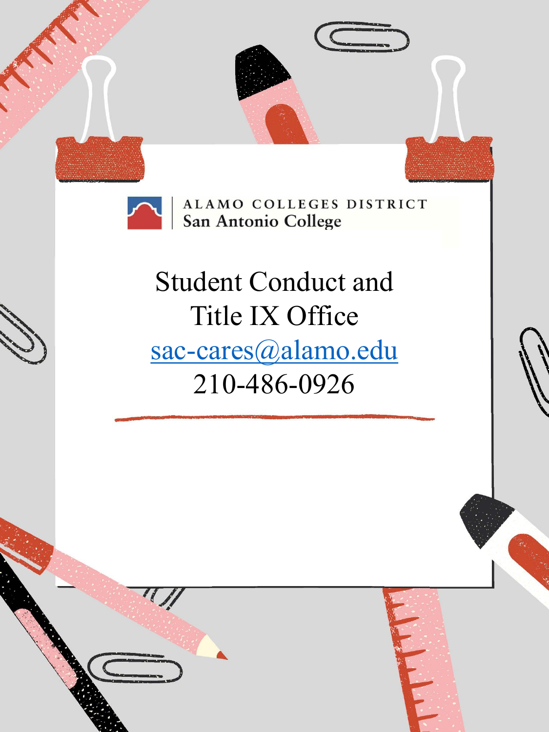ALAMO COLLEGES DISTRICT
San Antonio College

# Student Conduct and Title IX Office

sac-cares@alamo.edu

210-486-0926